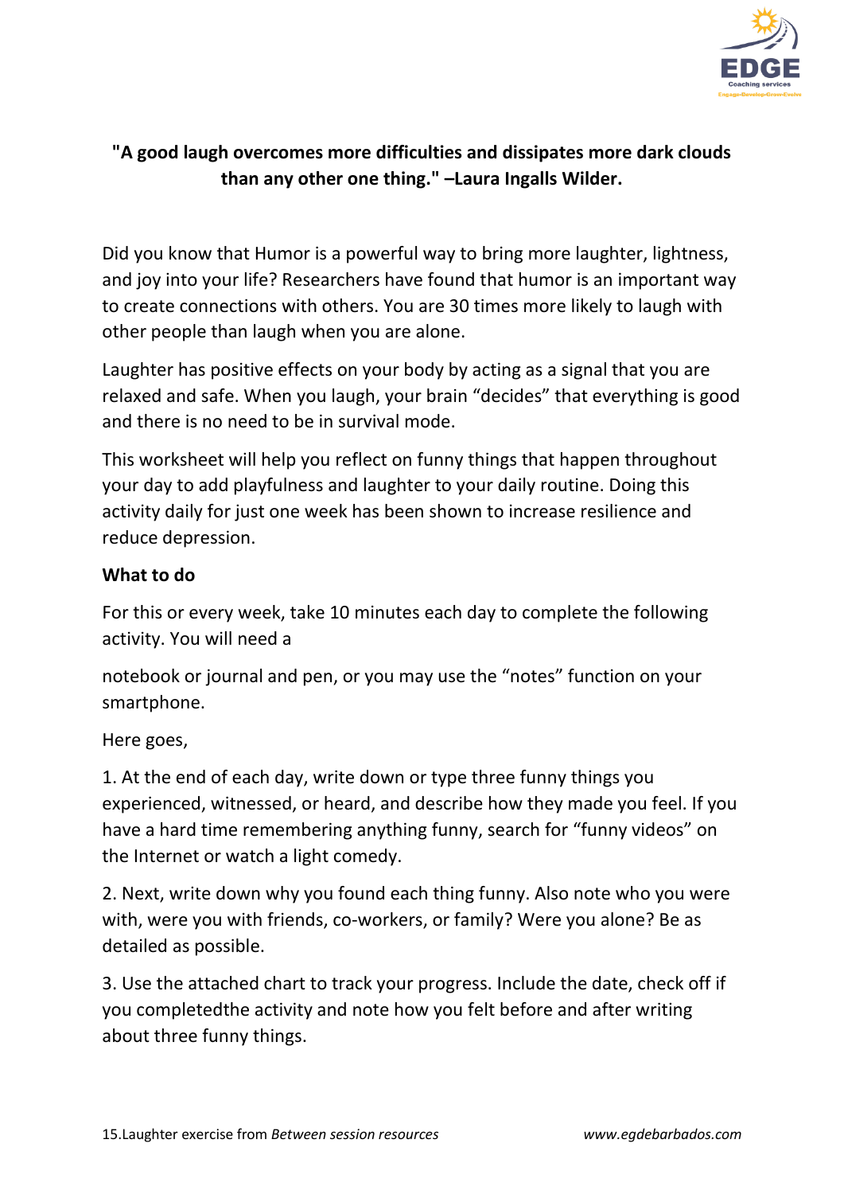**"A good laugh overcomes more difficulties and dissipates more dark clouds than any other one thing." –Laura Ingalls Wilder.**

Did you know that Humor is a powerful way to bring more laughter, lightness, and joy into your life? Researchers have found that humor is an important way to create connections with others. You are 30 times more likely to laugh with other people than laugh when you are alone.

Laughter has positive effects on your body by acting as a signal that you are relaxed and safe. When you laugh, your brain "decides" that everything is good and there is no need to be in survival mode.

This worksheet will help you reflect on funny things that happen throughout your day to add playfulness and laughter to your daily routine. Doing this activity daily for just one week has been shown to increase resilience and reduce depression.

**What to do**

For this or every week, take 10 minutes each day to complete the following activity. You will need a

notebook or journal and pen, or you may use the "notes" function on your smartphone.

Here goes,

1. At the end of each day, write down or type three funny things you experienced, witnessed, or heard, and describe how they made you feel. If you have a hard time remembering anything funny, search for "funny videos" on the Internet or watch a light comedy.

2. Next, write down why you found each thing funny. Also note who you were with, were you with friends, co-workers, or family? Were you alone? Be as detailed as possible.

3. Use the attached chart to track your progress. Include the date, check off if you completedthe activity and note how you felt before and after writing about three funny things.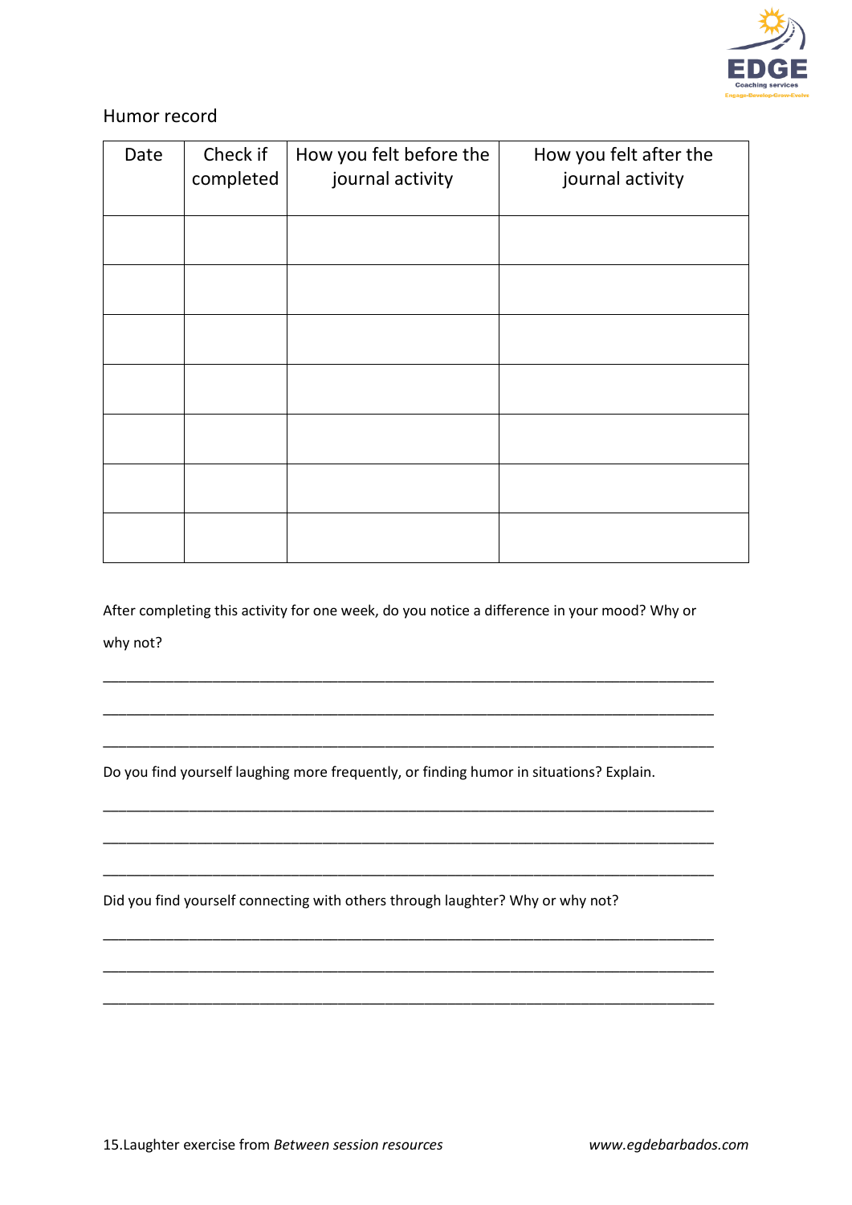Humor record

| Date | Check if completed | How you felt before the journal activity | How you felt after the journal activity |
|---|---|---|---|
| | | | |
| | | | |
| | | | |
| | | | |
| | | | |
| | | | |
| | | | |

After completing this activity for one week, do you notice a difference in your mood? Why or why not?

_______________________________________________________________________________

_______________________________________________________________________________

_______________________________________________________________________________

Do you find yourself laughing more frequently, or finding humor in situations? Explain.

_______________________________________________________________________________

_______________________________________________________________________________

_______________________________________________________________________________

Did you find yourself connecting with others through laughter? Why or why not?

_______________________________________________________________________________

_______________________________________________________________________________

_______________________________________________________________________________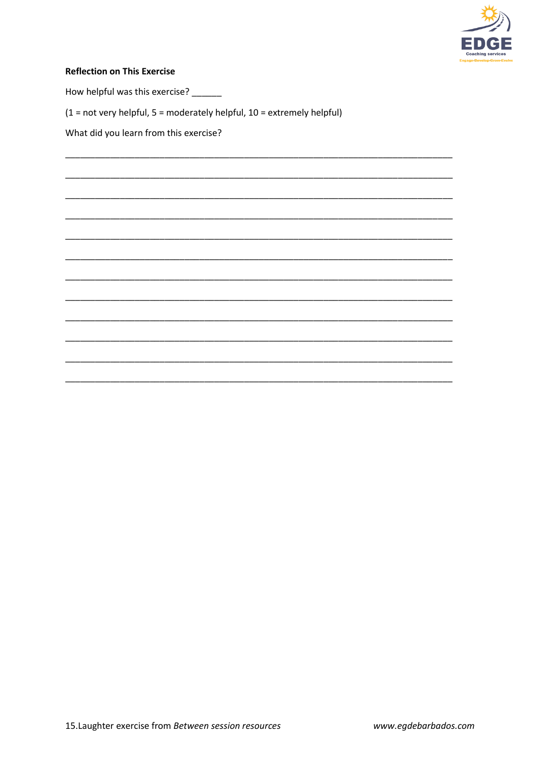**Reflection on This Exercise**

How helpful was this exercise? ______

(1 = not very helpful, 5 = moderately helpful, 10 = extremely helpful)

What did you learn from this exercise?

_______________________________________________________________________________

_______________________________________________________________________________

_______________________________________________________________________________

_______________________________________________________________________________

_______________________________________________________________________________

_______________________________________________________________________________

_______________________________________________________________________________

_______________________________________________________________________________

_______________________________________________________________________________

_______________________________________________________________________________

_______________________________________________________________________________

_______________________________________________________________________________